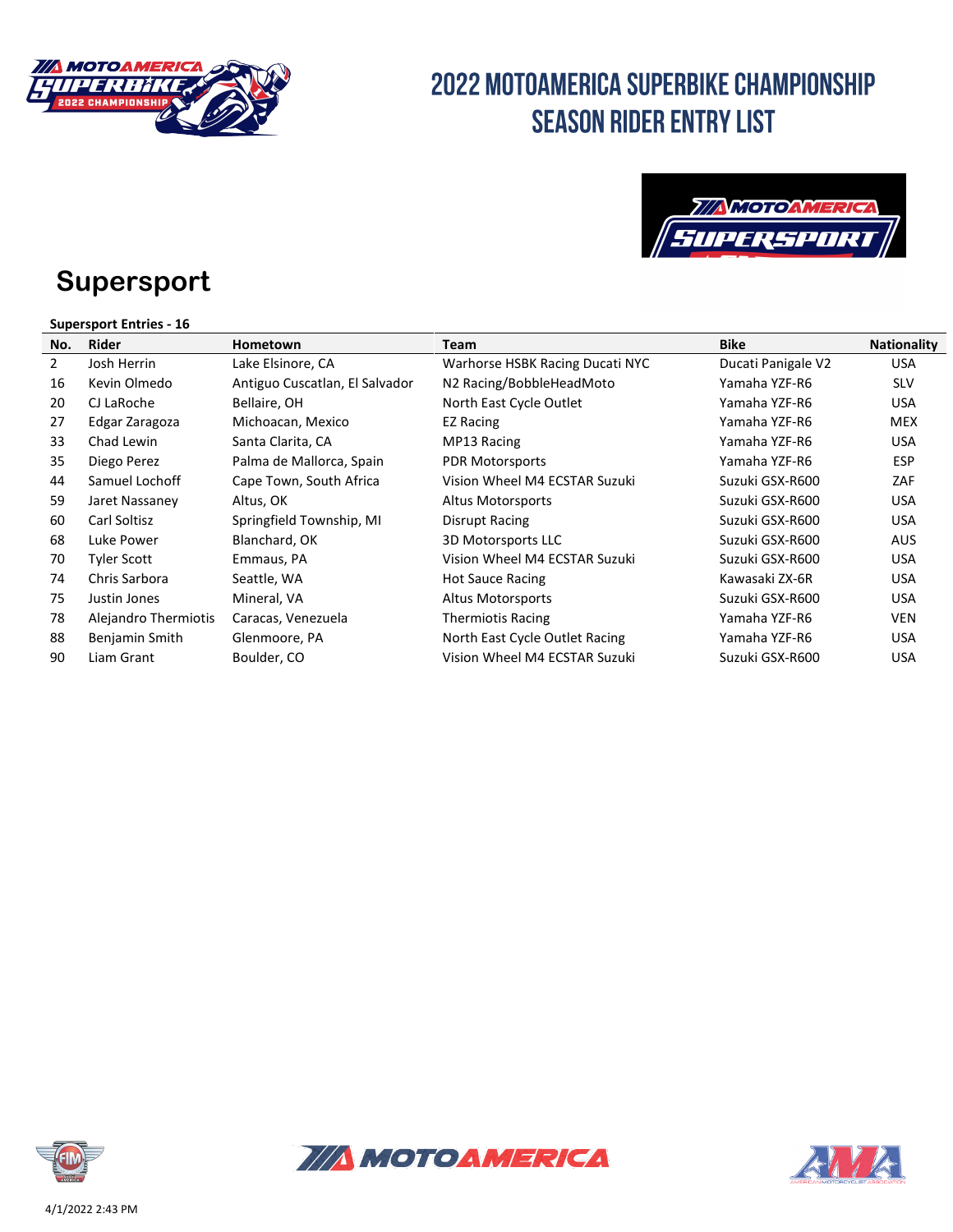# 2022 MOTOAMERICA SUPERBIKE CHAMPIONSHIP
# SEASON RIDER ENTRY LIST

## Supersport

**Supersport Entries - 16**

| No. | Rider | Hometown | Team | Bike | Nationality |
|---|---|---|---|---|---|
| 2 | Josh Herrin | Lake Elsinore, CA | Warhorse HSBK Racing Ducati NYC | Ducati Panigale V2 | USA |
| 16 | Kevin Olmedo | Antiguo Cuscatlan, El Salvador | N2 Racing/BobbleHeadMoto | Yamaha YZF-R6 | SLV |
| 20 | CJ LaRoche | Bellaire, OH | North East Cycle Outlet | Yamaha YZF-R6 | USA |
| 27 | Edgar Zaragoza | Michoacan, Mexico | EZ Racing | Yamaha YZF-R6 | MEX |
| 33 | Chad Lewin | Santa Clarita, CA | MP13 Racing | Yamaha YZF-R6 | USA |
| 35 | Diego Perez | Palma de Mallorca, Spain | PDR Motorsports | Yamaha YZF-R6 | ESP |
| 44 | Samuel Lochoff | Cape Town, South Africa | Vision Wheel M4 ECSTAR Suzuki | Suzuki GSX-R600 | ZAF |
| 59 | Jaret Nassaney | Altus, OK | Altus Motorsports | Suzuki GSX-R600 | USA |
| 60 | Carl Soltisz | Springfield Township, MI | Disrupt Racing | Suzuki GSX-R600 | USA |
| 68 | Luke Power | Blanchard, OK | 3D Motorsports LLC | Suzuki GSX-R600 | AUS |
| 70 | Tyler Scott | Emmaus, PA | Vision Wheel M4 ECSTAR Suzuki | Suzuki GSX-R600 | USA |
| 74 | Chris Sarbora | Seattle, WA | Hot Sauce Racing | Kawasaki ZX-6R | USA |
| 75 | Justin Jones | Mineral, VA | Altus Motorsports | Suzuki GSX-R600 | USA |
| 78 | Alejandro Thermiotis | Caracas, Venezuela | Thermiotis Racing | Yamaha YZF-R6 | VEN |
| 88 | Benjamin Smith | Glenmoore, PA | North East Cycle Outlet Racing | Yamaha YZF-R6 | USA |
| 90 | Liam Grant | Boulder, CO | Vision Wheel M4 ECSTAR Suzuki | Suzuki GSX-R600 | USA |

4/1/2022 2:43 PM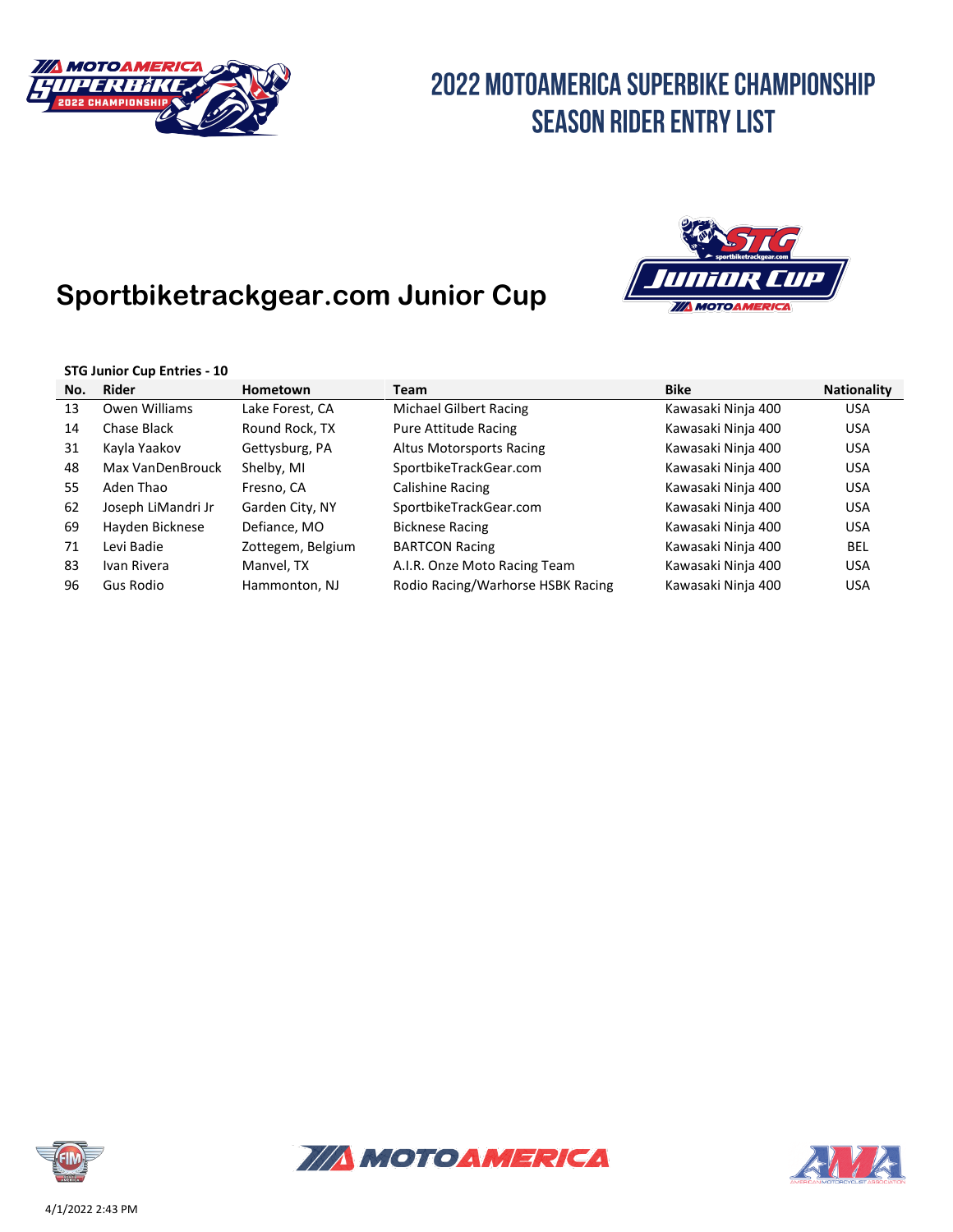# 2022 MOTOAMERICA SUPERBIKE CHAMPIONSHIP
# SEASON RIDER ENTRY LIST

## Sportbiketrackgear.com Junior Cup

**STG Junior Cup Entries - 10**

| No. | Rider | Hometown | Team | Bike | Nationality |
|---|---|---|---|---|---|
| 13 | Owen Williams | Lake Forest, CA | Michael Gilbert Racing | Kawasaki Ninja 400 | USA |
| 14 | Chase Black | Round Rock, TX | Pure Attitude Racing | Kawasaki Ninja 400 | USA |
| 31 | Kayla Yaakov | Gettysburg, PA | Altus Motorsports Racing | Kawasaki Ninja 400 | USA |
| 48 | Max VanDenBrouck | Shelby, MI | SportbikeTrackGear.com | Kawasaki Ninja 400 | USA |
| 55 | Aden Thao | Fresno, CA | Calishine Racing | Kawasaki Ninja 400 | USA |
| 62 | Joseph LiMandri Jr | Garden City, NY | SportbikeTrackGear.com | Kawasaki Ninja 400 | USA |
| 69 | Hayden Bicknese | Defiance, MO | Bicknese Racing | Kawasaki Ninja 400 | USA |
| 71 | Levi Badie | Zottegem, Belgium | BARTCON Racing | Kawasaki Ninja 400 | BEL |
| 83 | Ivan Rivera | Manvel, TX | A.I.R. Onze Moto Racing Team | Kawasaki Ninja 400 | USA |
| 96 | Gus Rodio | Hammonton, NJ | Rodio Racing/Warhorse HSBK Racing | Kawasaki Ninja 400 | USA |

4/1/2022 2:43 PM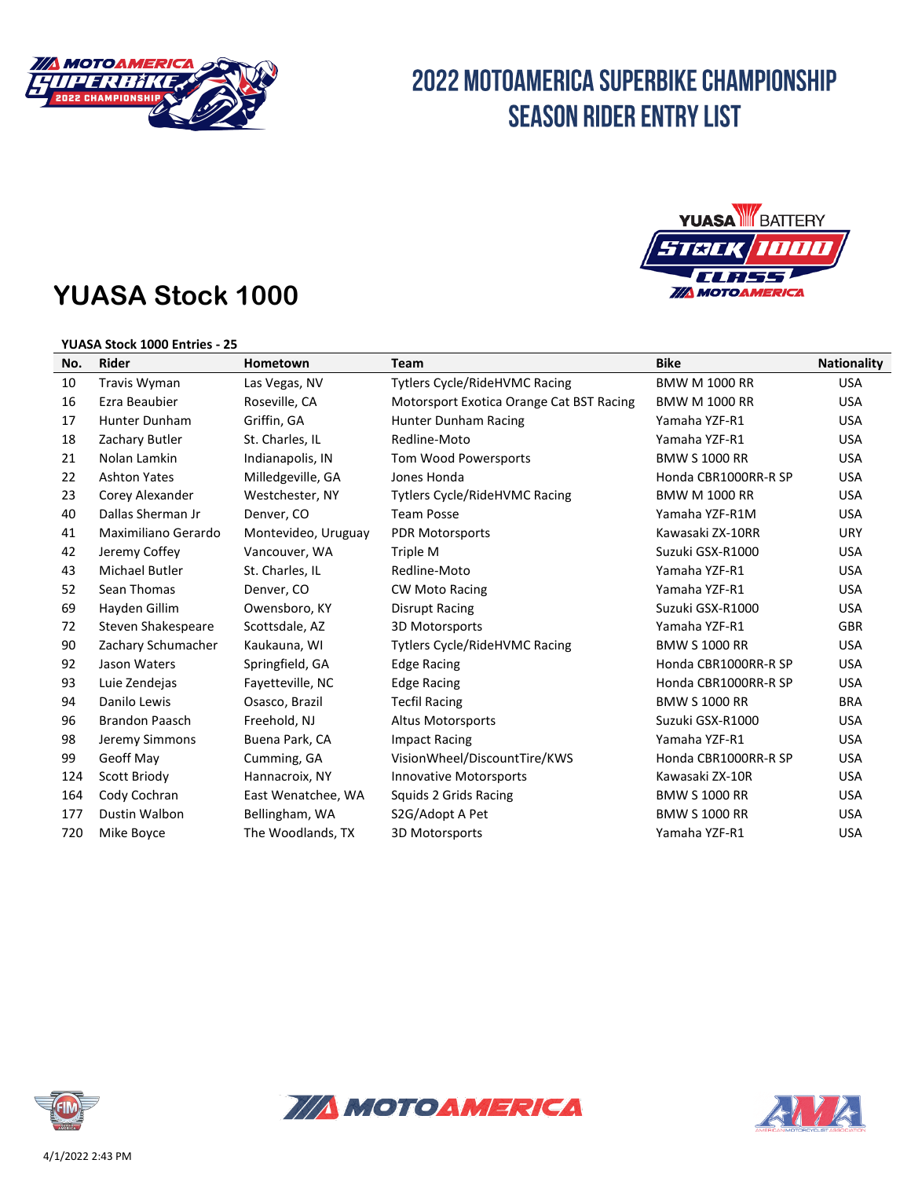# 2022 MOTOAMERICA SUPERBIKE CHAMPIONSHIP SEASON RIDER ENTRY LIST

## YUASA Stock 1000

**YUASA Stock 1000 Entries - 25**

| No. | Rider | Hometown | Team | Bike | Nationality |
|---|---|---|---|---|---|
| 10 | Travis Wyman | Las Vegas, NV | Tytlers Cycle/RideHVMC Racing | BMW M 1000 RR | USA |
| 16 | Ezra Beaubier | Roseville, CA | Motorsport Exotica Orange Cat BST Racing | BMW M 1000 RR | USA |
| 17 | Hunter Dunham | Griffin, GA | Hunter Dunham Racing | Yamaha YZF-R1 | USA |
| 18 | Zachary Butler | St. Charles, IL | Redline-Moto | Yamaha YZF-R1 | USA |
| 21 | Nolan Lamkin | Indianapolis, IN | Tom Wood Powersports | BMW S 1000 RR | USA |
| 22 | Ashton Yates | Milledgeville, GA | Jones Honda | Honda CBR1000RR-R SP | USA |
| 23 | Corey Alexander | Westchester, NY | Tytlers Cycle/RideHVMC Racing | BMW M 1000 RR | USA |
| 40 | Dallas Sherman Jr | Denver, CO | Team Posse | Yamaha YZF-R1M | USA |
| 41 | Maximiliano Gerardo | Montevideo, Uruguay | PDR Motorsports | Kawasaki ZX-10RR | URY |
| 42 | Jeremy Coffey | Vancouver, WA | Triple M | Suzuki GSX-R1000 | USA |
| 43 | Michael Butler | St. Charles, IL | Redline-Moto | Yamaha YZF-R1 | USA |
| 52 | Sean Thomas | Denver, CO | CW Moto Racing | Yamaha YZF-R1 | USA |
| 69 | Hayden Gillim | Owensboro, KY | Disrupt Racing | Suzuki GSX-R1000 | USA |
| 72 | Steven Shakespeare | Scottsdale, AZ | 3D Motorsports | Yamaha YZF-R1 | GBR |
| 90 | Zachary Schumacher | Kaukauna, WI | Tytlers Cycle/RideHVMC Racing | BMW S 1000 RR | USA |
| 92 | Jason Waters | Springfield, GA | Edge Racing | Honda CBR1000RR-R SP | USA |
| 93 | Luie Zendejas | Fayetteville, NC | Edge Racing | Honda CBR1000RR-R SP | USA |
| 94 | Danilo Lewis | Osasco, Brazil | Tecfil Racing | BMW S 1000 RR | BRA |
| 96 | Brandon Paasch | Freehold, NJ | Altus Motorsports | Suzuki GSX-R1000 | USA |
| 98 | Jeremy Simmons | Buena Park, CA | Impact Racing | Yamaha YZF-R1 | USA |
| 99 | Geoff May | Cumming, GA | VisionWheel/DiscountTire/KWS | Honda CBR1000RR-R SP | USA |
| 124 | Scott Briody | Hannacroix, NY | Innovative Motorsports | Kawasaki ZX-10R | USA |
| 164 | Cody Cochran | East Wenatchee, WA | Squids 2 Grids Racing | BMW S 1000 RR | USA |
| 177 | Dustin Walbon | Bellingham, WA | S2G/Adopt A Pet | BMW S 1000 RR | USA |
| 720 | Mike Boyce | The Woodlands, TX | 3D Motorsports | Yamaha YZF-R1 | USA |

4/1/2022 2:43 PM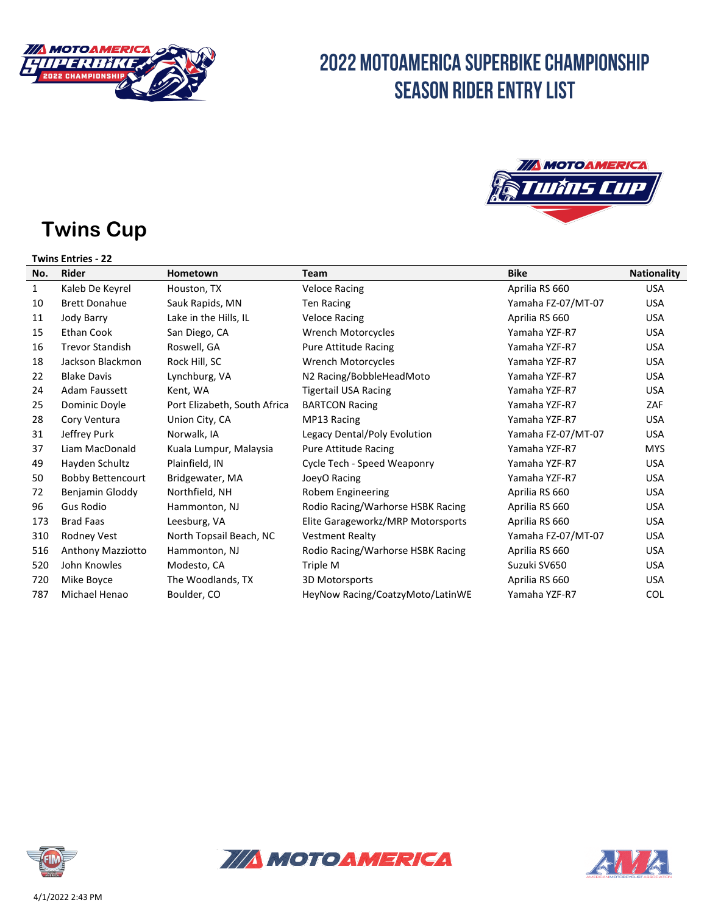# 2022 MOTOAMERICA SUPERBIKE CHAMPIONSHIP
# SEASON RIDER ENTRY LIST

## Twins Cup

**Twins Entries - 22**

| No. | Rider | Hometown | Team | Bike | Nationality |
|---|---|---|---|---|---|
| 1 | Kaleb De Keyrel | Houston, TX | Veloce Racing | Aprilia RS 660 | USA |
| 10 | Brett Donahue | Sauk Rapids, MN | Ten Racing | Yamaha FZ-07/MT-07 | USA |
| 11 | Jody Barry | Lake in the Hills, IL | Veloce Racing | Aprilia RS 660 | USA |
| 15 | Ethan Cook | San Diego, CA | Wrench Motorcycles | Yamaha YZF-R7 | USA |
| 16 | Trevor Standish | Roswell, GA | Pure Attitude Racing | Yamaha YZF-R7 | USA |
| 18 | Jackson Blackmon | Rock Hill, SC | Wrench Motorcycles | Yamaha YZF-R7 | USA |
| 22 | Blake Davis | Lynchburg, VA | N2 Racing/BobbleHeadMoto | Yamaha YZF-R7 | USA |
| 24 | Adam Faussett | Kent, WA | Tigertail USA Racing | Yamaha YZF-R7 | USA |
| 25 | Dominic Doyle | Port Elizabeth, South Africa | BARTCON Racing | Yamaha YZF-R7 | ZAF |
| 28 | Cory Ventura | Union City, CA | MP13 Racing | Yamaha YZF-R7 | USA |
| 31 | Jeffrey Purk | Norwalk, IA | Legacy Dental/Poly Evolution | Yamaha FZ-07/MT-07 | USA |
| 37 | Liam MacDonald | Kuala Lumpur, Malaysia | Pure Attitude Racing | Yamaha YZF-R7 | MYS |
| 49 | Hayden Schultz | Plainfield, IN | Cycle Tech - Speed Weaponry | Yamaha YZF-R7 | USA |
| 50 | Bobby Bettencourt | Bridgewater, MA | JoeyO Racing | Yamaha YZF-R7 | USA |
| 72 | Benjamin Gloddy | Northfield, NH | Robem Engineering | Aprilia RS 660 | USA |
| 96 | Gus Rodio | Hammonton, NJ | Rodio Racing/Warhorse HSBK Racing | Aprilia RS 660 | USA |
| 173 | Brad Faas | Leesburg, VA | Elite Garageworkz/MRP Motorsports | Aprilia RS 660 | USA |
| 310 | Rodney Vest | North Topsail Beach, NC | Vestment Realty | Yamaha FZ-07/MT-07 | USA |
| 516 | Anthony Mazziotto | Hammonton, NJ | Rodio Racing/Warhorse HSBK Racing | Aprilia RS 660 | USA |
| 520 | John Knowles | Modesto, CA | Triple M | Suzuki SV650 | USA |
| 720 | Mike Boyce | The Woodlands, TX | 3D Motorsports | Aprilia RS 660 | USA |
| 787 | Michael Henao | Boulder, CO | HeyNow Racing/CoatzyMoto/LatinWE | Yamaha YZF-R7 | COL |

4/1/2022 2:43 PM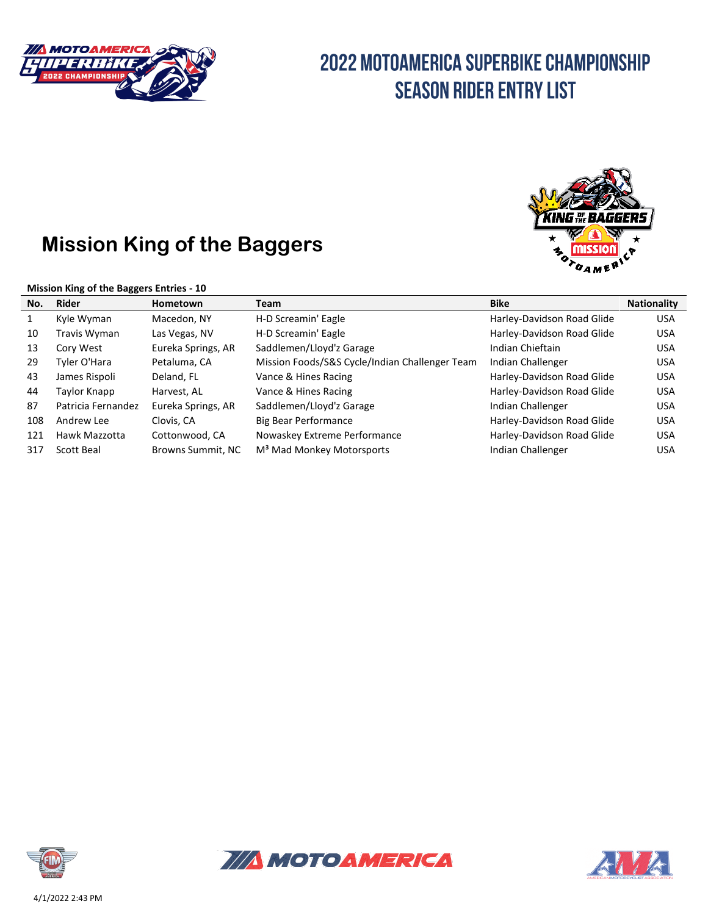# 2022 MOTOAMERICA SUPERBIKE CHAMPIONSHIP
# SEASON RIDER ENTRY LIST

## Mission King of the Baggers

**Mission King of the Baggers Entries - 10**

| No. | Rider | Hometown | Team | Bike | Nationality |
|---|---|---|---|---|---|
| 1 | Kyle Wyman | Macedon, NY | H-D Screamin' Eagle | Harley-Davidson Road Glide | USA |
| 10 | Travis Wyman | Las Vegas, NV | H-D Screamin' Eagle | Harley-Davidson Road Glide | USA |
| 13 | Cory West | Eureka Springs, AR | Saddlemen/Lloyd'z Garage | Indian Chieftain | USA |
| 29 | Tyler O'Hara | Petaluma, CA | Mission Foods/S&S Cycle/Indian Challenger Team | Indian Challenger | USA |
| 43 | James Rispoli | Deland, FL | Vance & Hines Racing | Harley-Davidson Road Glide | USA |
| 44 | Taylor Knapp | Harvest, AL | Vance & Hines Racing | Harley-Davidson Road Glide | USA |
| 87 | Patricia Fernandez | Eureka Springs, AR | Saddlemen/Lloyd'z Garage | Indian Challenger | USA |
| 108 | Andrew Lee | Clovis, CA | Big Bear Performance | Harley-Davidson Road Glide | USA |
| 121 | Hawk Mazzotta | Cottonwood, CA | Nowaskey Extreme Performance | Harley-Davidson Road Glide | USA |
| 317 | Scott Beal | Browns Summit, NC | M³ Mad Monkey Motorsports | Indian Challenger | USA |

4/1/2022 2:43 PM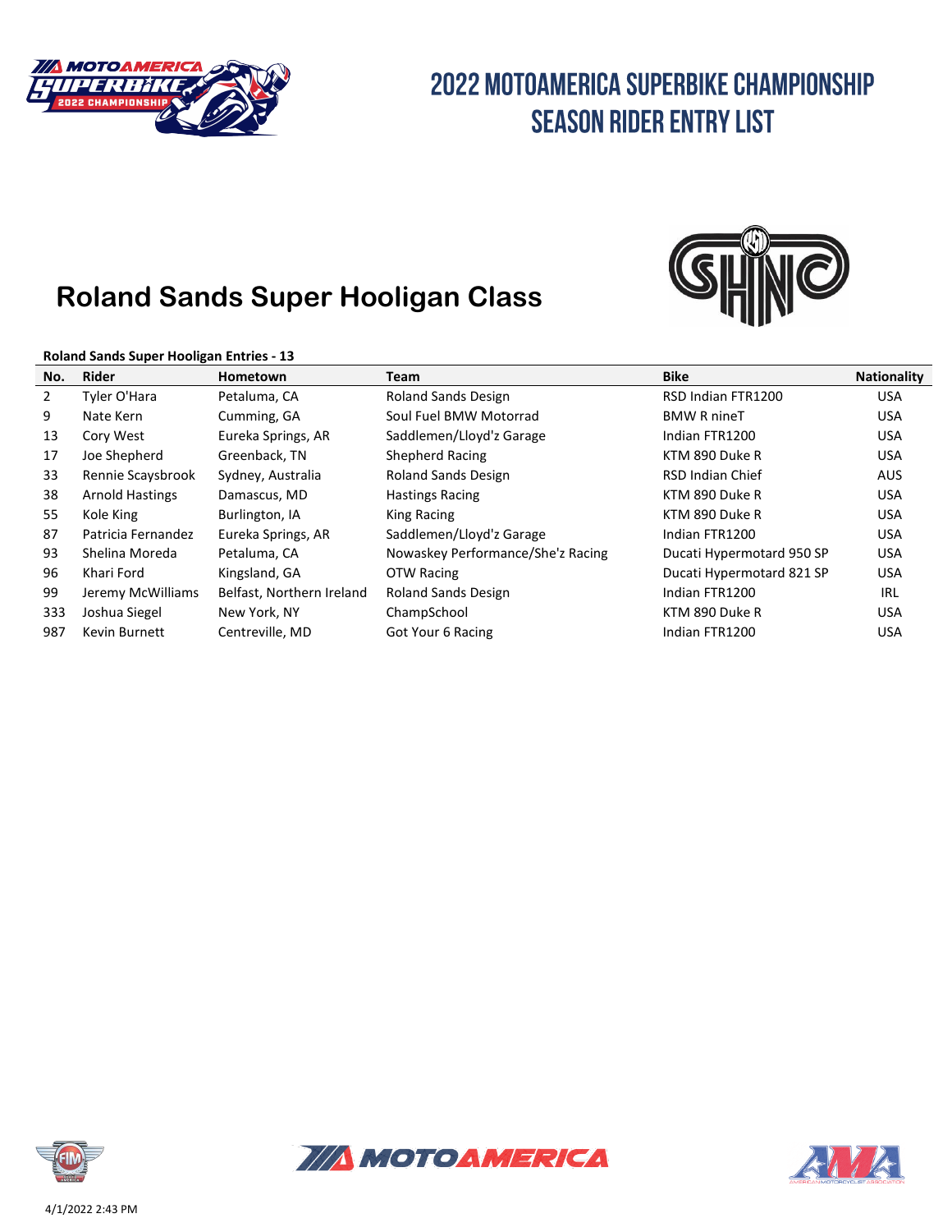# 2022 MOTOAMERICA SUPERBIKE CHAMPIONSHIP SEASON RIDER ENTRY LIST

## Roland Sands Super Hooligan Class

**Roland Sands Super Hooligan Entries - 13**

| No. | Rider | Hometown | Team | Bike | Nationality |
|---|---|---|---|---|---|
| 2 | Tyler O'Hara | Petaluma, CA | Roland Sands Design | RSD Indian FTR1200 | USA |
| 9 | Nate Kern | Cumming, GA | Soul Fuel BMW Motorrad | BMW R nineT | USA |
| 13 | Cory West | Eureka Springs, AR | Saddlemen/Lloyd'z Garage | Indian FTR1200 | USA |
| 17 | Joe Shepherd | Greenback, TN | Shepherd Racing | KTM 890 Duke R | USA |
| 33 | Rennie Scaysbrook | Sydney, Australia | Roland Sands Design | RSD Indian Chief | AUS |
| 38 | Arnold Hastings | Damascus, MD | Hastings Racing | KTM 890 Duke R | USA |
| 55 | Kole King | Burlington, IA | King Racing | KTM 890 Duke R | USA |
| 87 | Patricia Fernandez | Eureka Springs, AR | Saddlemen/Lloyd'z Garage | Indian FTR1200 | USA |
| 93 | Shelina Moreda | Petaluma, CA | Nowaskey Performance/She'z Racing | Ducati Hypermotard 950 SP | USA |
| 96 | Khari Ford | Kingsland, GA | OTW Racing | Ducati Hypermotard 821 SP | USA |
| 99 | Jeremy McWilliams | Belfast, Northern Ireland | Roland Sands Design | Indian FTR1200 | IRL |
| 333 | Joshua Siegel | New York, NY | ChampSchool | KTM 890 Duke R | USA |
| 987 | Kevin Burnett | Centreville, MD | Got Your 6 Racing | Indian FTR1200 | USA |

4/1/2022 2:43 PM